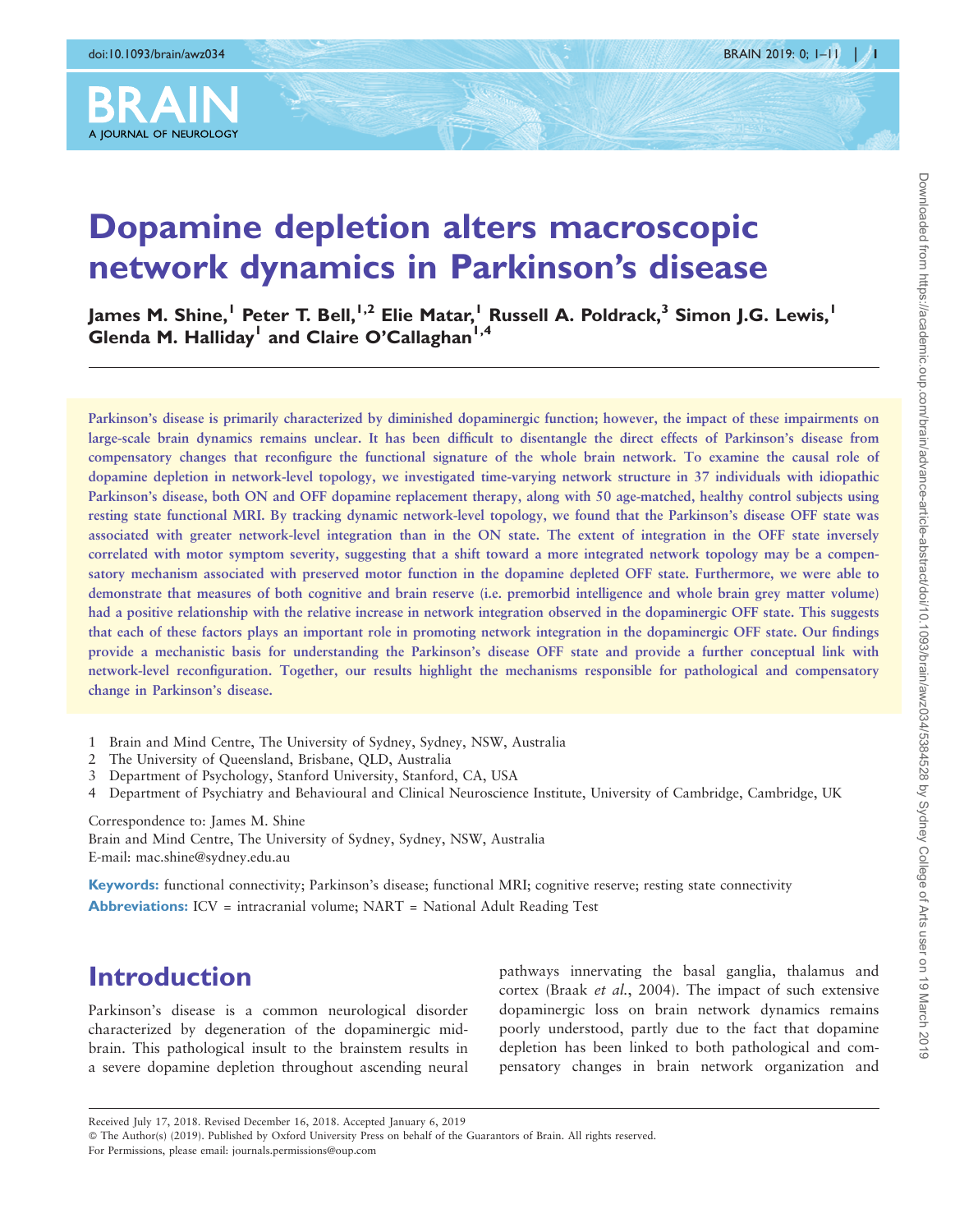# Dopamine depletion alters macroscopic network dynamics in Parkinson's disease

James M. Shine,[1] Peter T. Bell,[1,2] Elie Matar,[1] Russell A. Poldrack,[3] Simon J.G. Lewis,[1] Glenda M. Halliday[1] and Claire O'Callaghan[1,4]

Parkinson's disease is primarily characterized by diminished dopaminergic function; however, the impact of these impairments on large-scale brain dynamics remains unclear. It has been difficult to disentangle the direct effects of Parkinson's disease from compensatory changes that reconfigure the functional signature of the whole brain network. To examine the causal role of dopamine depletion in network-level topology, we investigated time-varying network structure in 37 individuals with idiopathic Parkinson's disease, both ON and OFF dopamine replacement therapy, along with 50 age-matched, healthy control subjects using resting state functional MRI. By tracking dynamic network-level topology, we found that the Parkinson's disease OFF state was associated with greater network-level integration than in the ON state. The extent of integration in the OFF state inversely correlated with motor symptom severity, suggesting that a shift toward a more integrated network topology may be a compensatory mechanism associated with preserved motor function in the dopamine depleted OFF state. Furthermore, we were able to demonstrate that measures of both cognitive and brain reserve (i.e. premorbid intelligence and whole brain grey matter volume) had a positive relationship with the relative increase in network integration observed in the dopaminergic OFF state. This suggests that each of these factors plays an important role in promoting network integration in the dopaminergic OFF state. Our findings provide a mechanistic basis for understanding the Parkinson's disease OFF state and provide a further conceptual link with network-level reconfiguration. Together, our results highlight the mechanisms responsible for pathological and compensatory change in Parkinson's disease.

1 Brain and Mind Centre, The University of Sydney, Sydney, NSW, Australia
2 The University of Queensland, Brisbane, QLD, Australia
3 Department of Psychology, Stanford University, Stanford, CA, USA
4 Department of Psychiatry and Behavioural and Clinical Neuroscience Institute, University of Cambridge, Cambridge, UK

Correspondence to: James M. Shine
Brain and Mind Centre, The University of Sydney, Sydney, NSW, Australia
E-mail: mac.shine@sydney.edu.au

**Keywords:** functional connectivity; Parkinson's disease; functional MRI; cognitive reserve; resting state connectivity

**Abbreviations:** ICV = intracranial volume; NART = National Adult Reading Test

## Introduction

Parkinson's disease is a common neurological disorder characterized by degeneration of the dopaminergic midbrain. This pathological insult to the brainstem results in a severe dopamine depletion throughout ascending neural pathways innervating the basal ganglia, thalamus and cortex (Braak *et al.*, 2004). The impact of such extensive dopaminergic loss on brain network dynamics remains poorly understood, partly due to the fact that dopamine depletion has been linked to both pathological and compensatory changes in brain network organization and

Received July 17, 2018. Revised December 16, 2018. Accepted January 6, 2019
© The Author(s) (2019). Published by Oxford University Press on behalf of the Guarantors of Brain. All rights reserved.
For Permissions, please email: journals.permissions@oup.com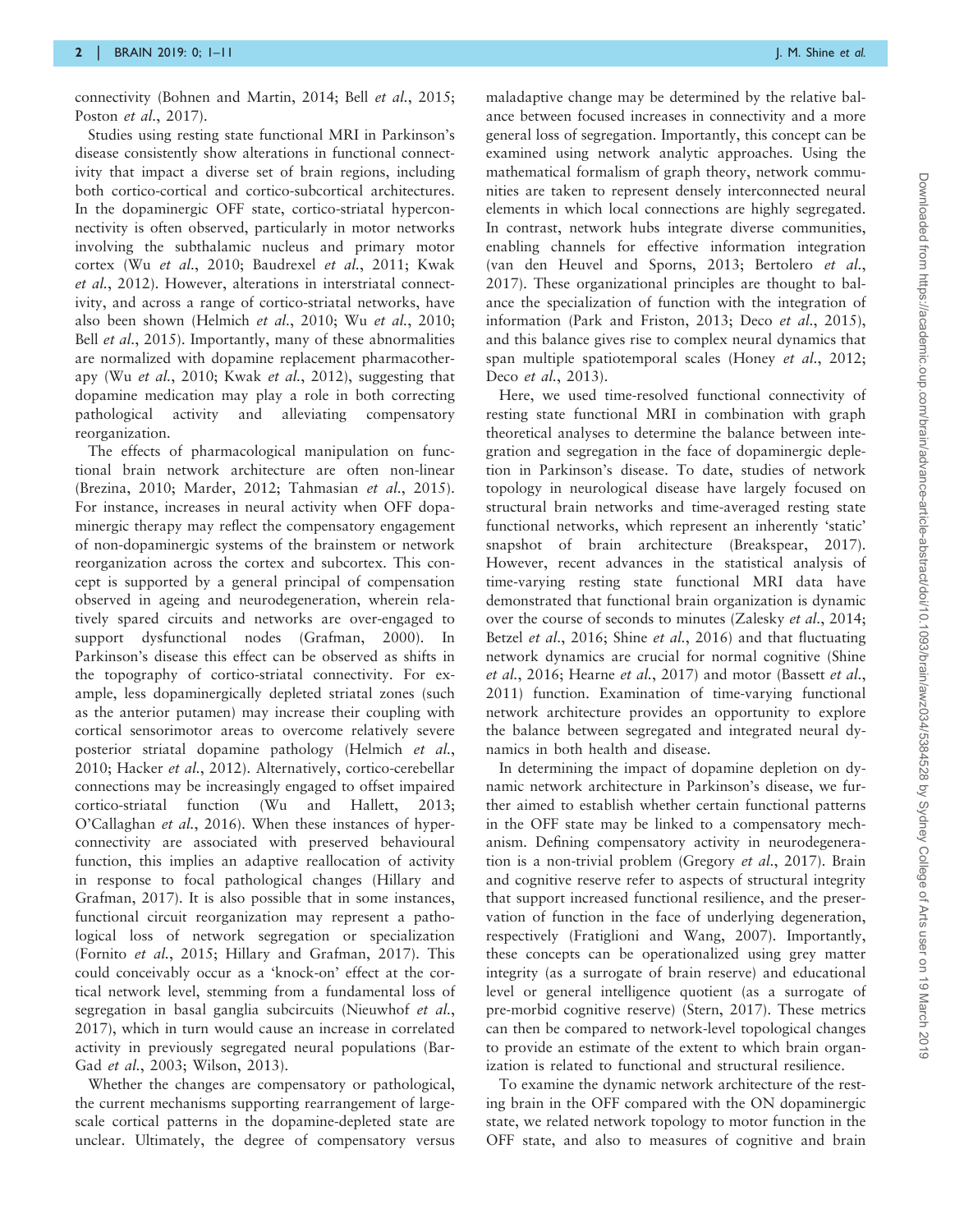connectivity (Bohnen and Martin, 2014; Bell *et al.*, 2015; Poston *et al.*, 2017).

Studies using resting state functional MRI in Parkinson's disease consistently show alterations in functional connectivity that impact a diverse set of brain regions, including both cortico-cortical and cortico-subcortical connections. In the dopaminergic OFF state, cortico-striatal hyperconnectivity is often observed, particularly in motor networks involving the subthalamic nucleus and primary motor cortex (Wu *et al.*, 2010; Baudrexel *et al.*, 2011; Kwak *et al.*, 2012). However, alterations in interstriatal connectivity, and across a range of cortico-striatal networks, have also been shown (Helmich *et al.*, 2010; Wu *et al.*, 2010; Bell *et al.*, 2015). Importantly, many of these abnormalities are normalized with dopamine replacement pharmacotherapy (Wu *et al.*, 2010; Kwak *et al.*, 2012), suggesting that dopamine medication may play a role in both correcting pathological activity and alleviating compensatory reorganization.

The effects of pharmacological manipulation on functional brain network architecture are often non-linear (Brezina, 2010; Marder, 2012; Tahmasian *et al.*, 2015). For instance, increases in neural activity when OFF dopaminergic therapy may reflect the compensatory engagement of non-dopaminergic systems of the brainstem or network reorganization across the cortex and subcortex. This concept is supported by a general principal of compensation observed in ageing and neurodegeneration, wherein relatively spared circuits and networks are over-engaged to support dysfunctional nodes (Grafman, 2000). In Parkinson's disease this effect can be observed as shifts in the topography of cortico-striatal connectivity. For example, less dopaminergically depleted striatal zones (such as the anterior putamen) may increase their coupling with cortical sensorimotor areas to overcome relatively severe posterior striatal dopamine pathology (Helmich *et al.*, 2010; Hacker *et al.*, 2012). Alternatively, cortico-cerebellar connections may be increasingly engaged to offset impaired cortico-striatal function (Wu and Hallett, 2013; O'Callaghan *et al.*, 2016). When these instances of hyperconnectivity are associated with preserved behavioural function, this implies an adaptive reallocation of activity in response to focal pathological changes (Hillary and Grafman, 2017). It is also possible that in some instances, functional circuit reorganization may represent a pathological loss of network segregation or specialization (Fornito *et al.*, 2015; Hillary and Grafman, 2017). This could conceivably occur as a 'knock-on' effect at the cortical network level, stemming from a fundamental loss of segregation in basal ganglia subcircuits (Nieuwhof *et al.*, 2017), which in turn would cause an increase in correlated activity in previously segregated neural populations (Bar-Gad *et al.*, 2003; Wilson, 2013).

Whether the changes are compensatory or pathological, the current mechanisms supporting rearrangement of large-scale cortical patterns in the dopamine-depleted state are unclear. Ultimately, the degree of compensatory versus maladaptive change may be determined by the relative balance between focused increases in connectivity and a more general loss of segregation. Importantly, this concept can be examined using network analytic approaches. Using the mathematical formalism of graph theory, network communities are taken to represent densely interconnected neural elements in which local connections are highly segregated. In contrast, network hubs integrate diverse communities, enabling channels for effective information integration (van den Heuvel and Sporns, 2013; Bertolero *et al.*, 2017). These organizational principles are thought to balance the specialization of function with the integration of information (Park and Friston, 2013; Deco *et al.*, 2015), and this balance gives rise to complex neural dynamics that span multiple spatiotemporal scales (Honey *et al.*, 2012; Deco *et al.*, 2013).

Here, we used time-resolved functional connectivity of resting state functional MRI in combination with graph theoretical analyses to determine the balance between integration and segregation in the face of dopaminergic depletion in Parkinson's disease. To date, studies of network topology in neurological disease have largely focused on structural brain networks and time-averaged resting state functional networks, which represent an inherently 'static' snapshot of brain architecture (Breakspear, 2017). However, recent advances in the statistical analysis of time-varying resting state functional MRI data have demonstrated that functional brain organization is dynamic over the course of seconds to minutes (Zalesky *et al.*, 2014; Betzel *et al.*, 2016; Shine *et al.*, 2016) and that fluctuating network dynamics are crucial for normal cognitive (Shine *et al.*, 2016; Hearne *et al.*, 2017) and motor (Bassett *et al.*, 2011) function. Examination of time-varying functional network architecture provides an opportunity to explore the balance between segregated and integrated neural dynamics in both health and disease.

In determining the impact of dopamine depletion on dynamic network architecture in Parkinson's disease, we further aimed to establish whether certain functional patterns in the OFF state may be linked to a compensatory mechanism. Defining compensatory activity in neurodegeneration is a non-trivial problem (Gregory *et al.*, 2017). Brain and cognitive reserve refer to aspects of structural integrity that support increased functional resilience, and the preservation of function in the face of underlying degeneration, respectively (Fratiglioni and Wang, 2007). Importantly, these concepts can be operationalized using grey matter integrity (as a surrogate of brain reserve) and educational level or general intelligence quotient (as a surrogate of pre-morbid cognitive reserve) (Stern, 2017). These metrics can then be compared to network-level topological changes to provide an estimate of the extent to which brain organization is related to functional and structural resilience.

To examine the dynamic network architecture of the resting brain in the OFF compared with the ON dopaminergic state, we related network topology to motor function in the OFF state, and also to measures of cognitive and brain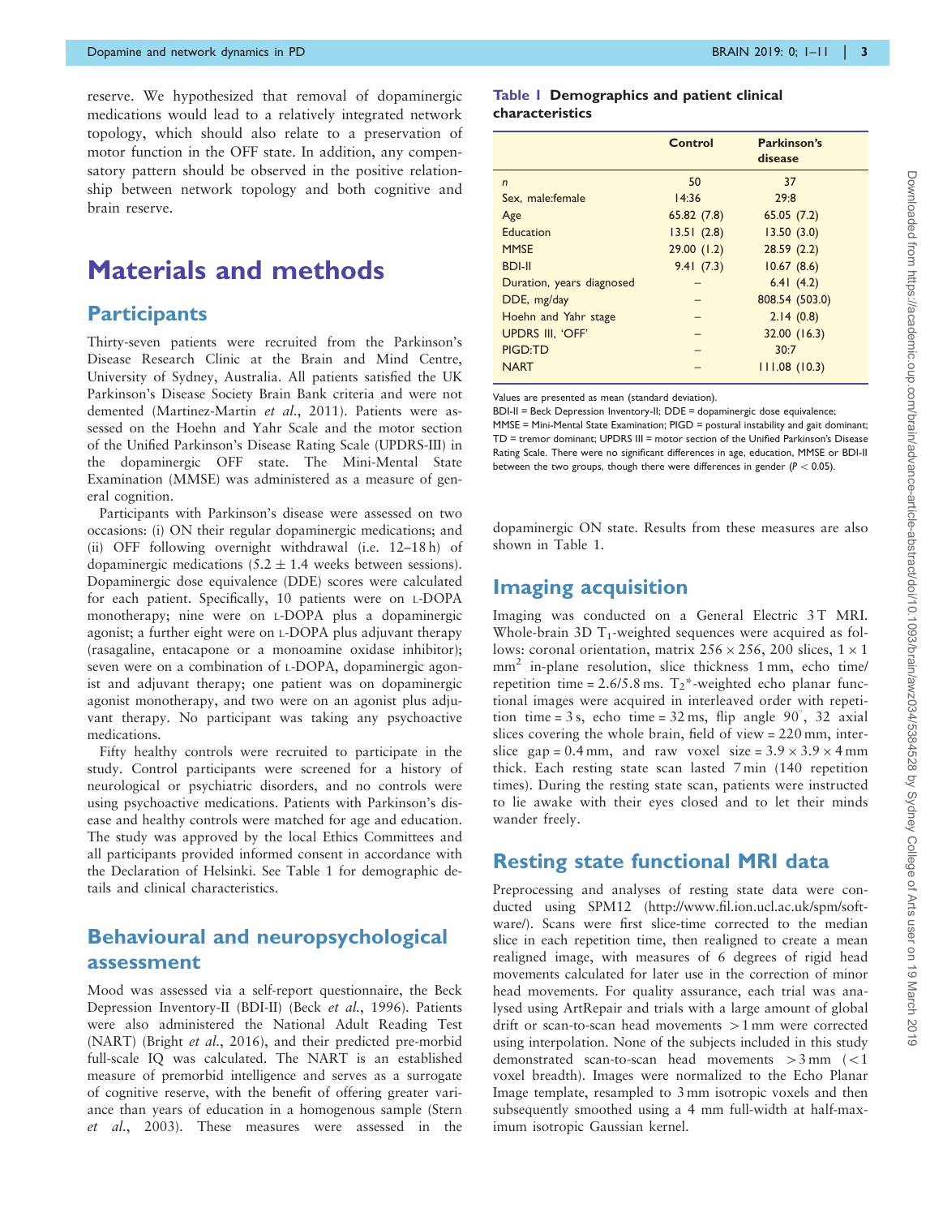reserve. We hypothesized that removal of dopaminergic medications would lead to a relatively integrated network topology, which should also relate to a preservation of motor function in the OFF state. In addition, any compensatory pattern should be observed in the positive relationship between network topology and both cognitive and brain reserve.

# Materials and methods

## Participants

Thirty-seven patients were recruited from the Parkinson's Disease Research Clinic at the Brain and Mind Centre, University of Sydney, Australia. All patients satisfied the UK Parkinson's Disease Society Brain Bank criteria and were not demented (Martinez-Martin *et al.*, 2011). Patients were assessed on the Hoehn and Yahr Scale and the motor section of the Unified Parkinson's Disease Rating Scale (UPDRS-III) in the dopaminergic OFF state. The Mini-Mental State Examination (MMSE) was administered as a measure of general cognition.

Participants with Parkinson's disease were assessed on two occasions: (i) ON their regular dopaminergic medications; and (ii) OFF following overnight withdrawal (i.e. 12–18 h) of dopaminergic medications (5.2 ± 1.4 weeks between sessions). Dopaminergic dose equivalence (DDE) scores were calculated for each patient. Specifically, 10 patients were on L-DOPA monotherapy; nine were on L-DOPA plus a dopaminergic agonist; a further eight were on L-DOPA plus adjuvant therapy (rasagaline, entacapone or a monoamine oxidase inhibitor); seven were on a combination of L-DOPA, dopaminergic agonist and adjuvant therapy; one patient was on dopaminergic agonist monotherapy, and two were on an agonist plus adjuvant therapy. No participant was taking any psychoactive medications.

Fifty healthy controls were recruited to participate in the study. Control participants were screened for a history of neurological or psychiatric disorders, and no controls were using psychoactive medications. Patients with Parkinson's disease and healthy controls were matched for age and education. The study was approved by the local Ethics Committees and all participants provided informed consent in accordance with the Declaration of Helsinki. See Table 1 for demographic details and clinical characteristics.

## Behavioural and neuropsychological assessment

Mood was assessed via a self-report questionnaire, the Beck Depression Inventory-II (BDI-II) (Beck *et al.*, 1996). Patients were also administered the National Adult Reading Test (NART) (Bright *et al.*, 2016), and their predicted pre-morbid full-scale IQ was calculated. The NART is an established measure of premorbid intelligence and serves as a surrogate of cognitive reserve, with the benefit of offering greater variance than years of education in a homogenous sample (Stern *et al.*, 2003). These measures were assessed in the dopaminergic ON state. Results from these measures are also shown in Table 1.

**Table 1 Demographics and patient clinical characteristics**

| | Control | Parkinson's disease |
|---|---|---|
| *n* | 50 | 37 |
| Sex, male:female | 14:36 | 29:8 |
| Age | 65.82 (7.8) | 65.05 (7.2) |
| Education | 13.51 (2.8) | 13.50 (3.0) |
| MMSE | 29.00 (1.2) | 28.59 (2.2) |
| BDI-II | 9.41 (7.3) | 10.67 (8.6) |
| Duration, years diagnosed | – | 6.41 (4.2) |
| DDE, mg/day | – | 808.54 (503.0) |
| Hoehn and Yahr stage | – | 2.14 (0.8) |
| UPDRS III, 'OFF' | – | 32.00 (16.3) |
| PIGD:TD | – | 30:7 |
| NART | – | 111.08 (10.3) |

Values are presented as mean (standard deviation).

BDI-II = Beck Depression Inventory-II; DDE = dopaminergic dose equivalence; MMSE = Mini-Mental State Examination; PIGD = postural instability and gait dominant; TD = tremor dominant; UPDRS III = motor section of the Unified Parkinson's Disease Rating Scale. There were no significant differences in age, education, MMSE or BDI-II between the two groups, though there were differences in gender ($P < 0.05$).

## Imaging acquisition

Imaging was conducted on a General Electric 3 T MRI. Whole-brain 3D $T_1$-weighted sequences were acquired as follows: coronal orientation, matrix $256 \times 256$, 200 slices, $1 \times 1$ $mm^2$ in-plane resolution, slice thickness 1 mm, echo time/repetition time = 2.6/5.8 ms. $T_2$*-weighted echo planar functional images were acquired in interleaved order with repetition time = 3 s, echo time = 32 ms, flip angle 90°, 32 axial slices covering the whole brain, field of view = 220 mm, interslice gap = 0.4 mm, and raw voxel size = $3.9 \times 3.9 \times 4$ mm thick. Each resting state scan lasted 7 min (140 repetition times). During the resting state scan, patients were instructed to lie awake with their eyes closed and to let their minds wander freely.

## Resting state functional MRI data

Preprocessing and analyses of resting state data were conducted using SPM12 (http://www.fil.ion.ucl.ac.uk/spm/software/). Scans were first slice-time corrected to the median slice in each repetition time, then realigned to create a mean realigned image, with measures of 6 degrees of rigid head movements calculated for later use in the correction of minor head movements. For quality assurance, each trial was analysed using ArtRepair and trials with a large amount of global drift or scan-to-scan head movements >1 mm were corrected using interpolation. None of the subjects included in this study demonstrated scan-to-scan head movements >3 mm (<1 voxel breadth). Images were normalized to the Echo Planar Image template, resampled to 3 mm isotropic voxels and then subsequently smoothed using a 4 mm full-width at half-maximum isotropic Gaussian kernel.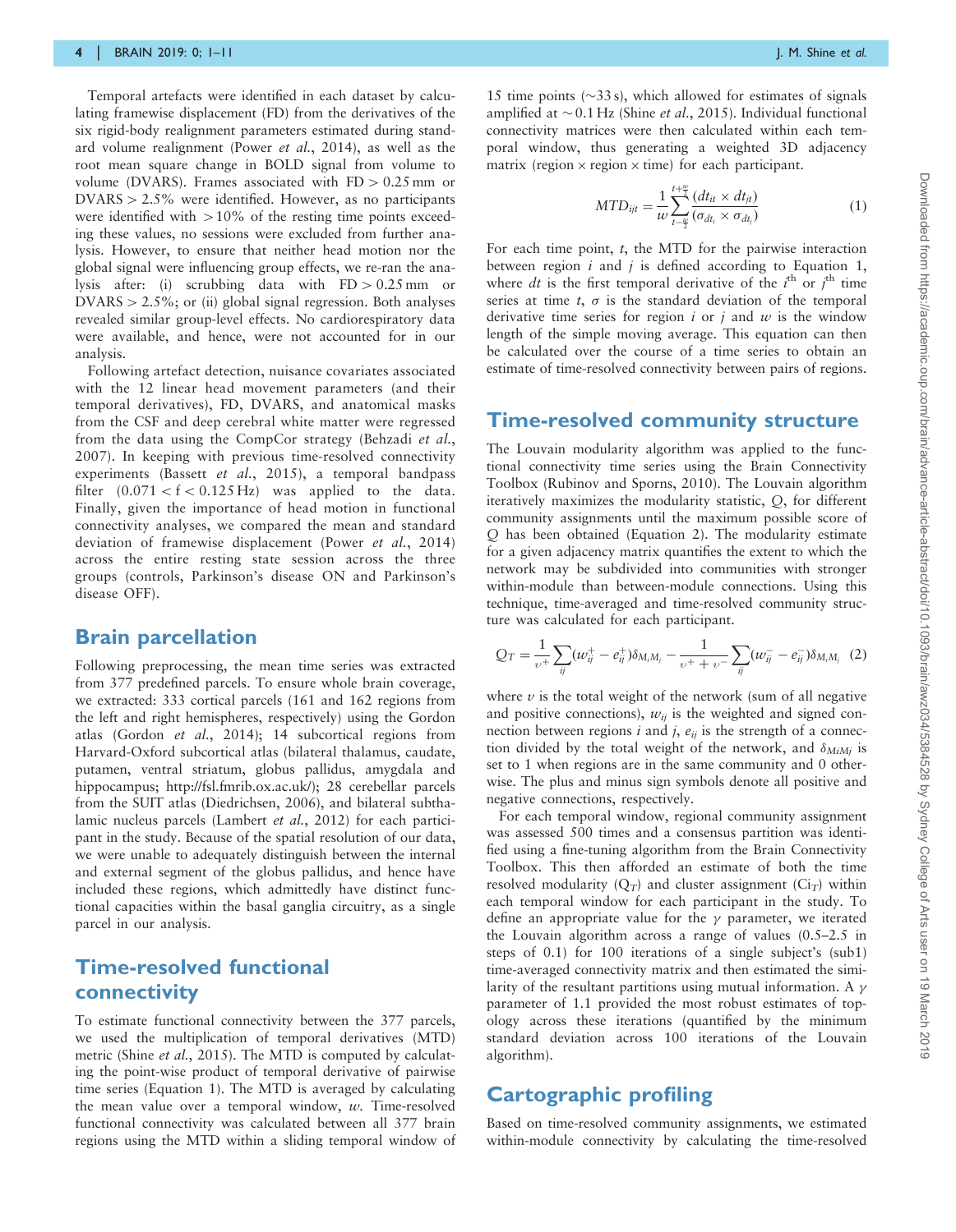Temporal artefacts were identified in each dataset by calculating framewise displacement (FD) from the derivatives of the six rigid-body realignment parameters estimated during standard volume realignment (Power *et al.*, 2014), as well as the root mean square change in BOLD signal from volume to volume (DVARS). Frames associated with FD > 0.25 mm or DVARS > 2.5% were identified. However, as no participants were identified with > 10% of the resting time points exceeding these values, no sessions were excluded from further analysis. However, to ensure that neither head motion nor the global signal were influencing group effects, we re-ran the analysis after: (i) scrubbing data with FD > 0.25 mm or DVARS > 2.5%; or (ii) global signal regression. Both analyses revealed similar group-level effects. No cardiorespiratory data were available, and hence, were not accounted for in our analysis.

Following artefact detection, nuisance covariates associated with the 12 linear head movement parameters (and their temporal derivatives), FD, DVARS, and anatomical masks from the CSF and deep cerebral white matter were regressed from the data using the CompCor strategy (Behzadi *et al.*, 2007). In keeping with previous time-resolved connectivity experiments (Bassett *et al.*, 2015), a temporal bandpass filter ($0.071 < f < 0.125$ Hz) was applied to the data. Finally, given the importance of head motion in functional connectivity analyses, we compared the mean and standard deviation of framewise displacement (Power *et al.*, 2014) across the entire resting state session across the three groups (controls, Parkinson's disease ON and Parkinson's disease OFF).

## Brain parcellation

Following preprocessing, the mean time series was extracted from 377 predefined parcels. To ensure whole brain coverage, we extracted: 333 cortical parcels (161 and 162 regions from the left and right hemispheres, respectively) using the Gordon atlas (Gordon *et al.*, 2014); 14 subcortical regions from Harvard-Oxford subcortical atlas (bilateral thalamus, caudate, putamen, ventral striatum, globus pallidus, amygdala and hippocampus; http://fsl.fmrib.ox.ac.uk/); 28 cerebellar parcels from the SUIT atlas (Diedrichsen, 2006), and bilateral subthalamic nucleus parcels (Lambert *et al.*, 2012) for each participant in the study. Because of the spatial resolution of our data, we were unable to adequately distinguish between the internal and external segment of the globus pallidus, and hence have included these regions, which admittedly have distinct functional capacities within the basal ganglia circuitry, as a single parcel in our analysis.

## Time-resolved functional connectivity

To estimate functional connectivity between the 377 parcels, we used the multiplication of temporal derivatives (MTD) metric (Shine *et al.*, 2015). The MTD is computed by calculating the point-wise product of temporal derivative of pairwise time series (Equation 1). The MTD is averaged by calculating the mean value over a temporal window, $w$. Time-resolved functional connectivity was calculated between all 377 brain regions using the MTD within a sliding temporal window of 15 time points (~33 s), which allowed for estimates of signals amplified at ~0.1 Hz (Shine *et al.*, 2015). Individual functional connectivity matrices were then calculated within each temporal window, thus generating a weighted 3D adjacency matrix (region × region × time) for each participant.

$$MTD_{ijt} = \frac{1}{w} \sum_{t-\frac{w}{2}}^{t+\frac{w}{2}} \frac{(dt_{it} \times dt_{jt})}{(\sigma_{dt_i} \times \sigma_{dt_j})} \quad (1)$$

For each time point, $t$, the MTD for the pairwise interaction between region $i$ and $j$ is defined according to Equation 1, where $dt$ is the first temporal derivative of the $i^{\text{th}}$ or $j^{\text{th}}$ time series at time $t$, $\sigma$ is the standard deviation of the temporal derivative time series for region $i$ or $j$ and $w$ is the window length of the simple moving average. This equation can then be calculated over the course of a time series to obtain an estimate of time-resolved connectivity between pairs of regions.

## Time-resolved community structure

The Louvain modularity algorithm was applied to the functional connectivity time series using the Brain Connectivity Toolbox (Rubinov and Sporns, 2010). The Louvain algorithm iteratively maximizes the modularity statistic, $Q$, for different community assignments until the maximum possible score of $Q$ has been obtained (Equation 2). The modularity estimate for a given adjacency matrix quantifies the extent to which the network may be subdivided into communities with stronger within-module than between-module connections. Using this technique, time-averaged and time-resolved community structure was calculated for each participant.

$$Q_T = \frac{1}{\upsilon^+} \sum_{ij} (w_{ij}^+ - e_{ij}^+) \delta_{M_i M_j} - \frac{1}{\upsilon^+ + \upsilon^-} \sum_{ij} (w_{ij}^- - e_{ij}^-) \delta_{M_i M_j} \quad (2)$$

where $\upsilon$ is the total weight of the network (sum of all negative and positive connections), $w_{ij}$ is the weighted and signed connection between regions $i$ and $j$, $e_{ij}$ is the strength of a connection divided by the total weight of the network, and $\delta_{MiMj}$ is set to 1 when regions are in the same community and 0 otherwise. The plus and minus sign symbols denote all positive and negative connections, respectively.

For each temporal window, regional community assignment was assessed 500 times and a consensus partition was identified using a fine-tuning algorithm from the Brain Connectivity Toolbox. This then afforded an estimate of both the time resolved modularity ($Q_T$) and cluster assignment ($Ci_T$) within each temporal window for each participant in the study. To define an appropriate value for the $\gamma$ parameter, we iterated the Louvain algorithm across a range of values (0.5–2.5 in steps of 0.1) for 100 iterations of a single subject's (sub1) time-averaged connectivity matrix and then estimated the similarity of the resultant partitions using mutual information. A $\gamma$ parameter of 1.1 provided the most robust estimates of topology across these iterations (quantified by the minimum standard deviation across 100 iterations of the Louvain algorithm).

## Cartographic profiling

Based on time-resolved community assignments, we estimated within-module connectivity by calculating the time-resolved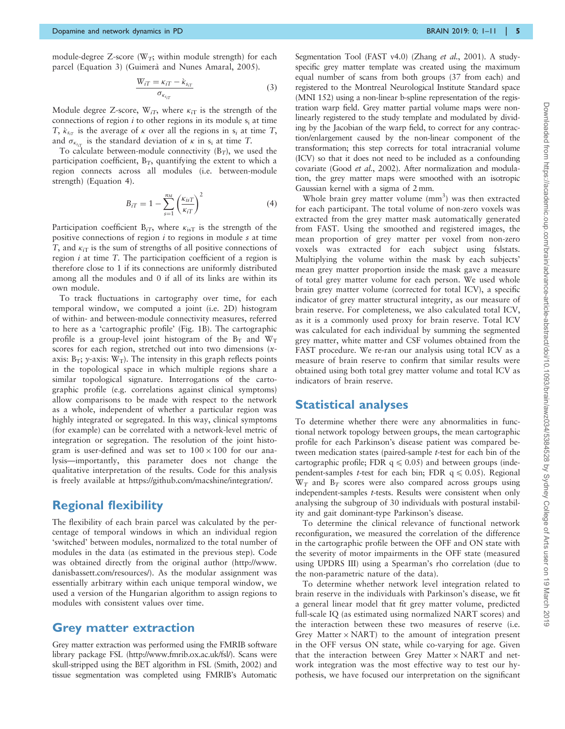module-degree Z-score ($W_T$; within module strength) for each parcel (Equation 3) (Guimerà and Nunes Amaral, 2005).

$$\frac{W_{iT} = \kappa_{iT} - \bar{\kappa}_{s_{iT}}}{\sigma_{\kappa_{s_{iT}}}} \tag{3}$$

Module degree Z-score, $W_{iT}$, where $\kappa_{iT}$ is the strength of the connections of region $i$ to other regions in its module $s_i$ at time $T$, $\bar{\kappa}_{s_{iT}}$ is the average of $\kappa$ over all the regions in $s_i$ at time $T$, and $\sigma_{\kappa_{s_{iT}}}$ is the standard deviation of $\kappa$ in $s_i$ at time $T$.

To calculate between-module connectivity ($B_T$), we used the participation coefficient, $B_T$, quantifying the extent to which a region connects across all modules (i.e. between-module strength) (Equation 4).

$$B_{iT} = 1 - \sum_{s=1}^{n_M} \left(\frac{\kappa_{isT}}{\kappa_{iT}}\right)^2 \tag{4}$$

Participation coefficient $B_{iT}$, where $\kappa_{isT}$ is the strength of the positive connections of region $i$ to regions in module $s$ at time $T$, and $\kappa_{iT}$ is the sum of strengths of all positive connections of region $i$ at time $T$. The participation coefficient of a region is therefore close to 1 if its connections are uniformly distributed among all the modules and 0 if all of its links are within its own module.

To track fluctuations in cartography over time, for each temporal window, we computed a joint (i.e. 2D) histogram of within- and between-module connectivity measures, referred to here as a 'cartographic profile' (Fig. 1B). The cartographic profile is a group-level joint histogram of the $B_T$ and $W_T$ scores for each region, stretched out into two dimensions ($x$-axis: $B_T$; $y$-axis: $W_T$). The intensity in this graph reflects points in the topological space in which multiple regions share a similar topological signature. Interrogations of the cartographic profile (e.g. correlations against clinical symptoms) allow comparisons to be made with respect to the network as a whole, independent of whether a particular region was highly integrated or segregated. In this way, clinical symptoms (for example) can be correlated with a network-level metric of integration or segregation. The resolution of the joint histogram is user-defined and was set to $100 \times 100$ for our analysis—importantly, this parameter does not change the qualitative interpretation of the results. Code for this analysis is freely available at https://github.com/macshine/integration/.

## Regional flexibility

The flexibility of each brain parcel was calculated by the percentage of temporal windows in which an individual region 'switched' between modules, normalized to the total number of modules in the data (as estimated in the previous step). Code was obtained directly from the original author (http://www.danisbassett.com/resources/). As the modular assignment was essentially arbitrary within each unique temporal window, we used a version of the Hungarian algorithm to assign regions to modules with consistent values over time.

## Grey matter extraction

Grey matter extraction was performed using the FMRIB software library package FSL (http://www.fmrib.ox.ac.uk/fsl/). Scans were skull-stripped using the BET algorithm in FSL (Smith, 2002) and tissue segmentation was completed using FMRIB's Automatic Segmentation Tool (FAST v4.0) (Zhang *et al.*, 2001). A study-specific grey matter template was created using the maximum equal number of scans from both groups (37 from each) and registered to the Montreal Neurological Institute Standard space (MNI 152) using a non-linear b-spline representation of the registration warp field. Grey matter partial volume maps were non-linearly registered to the study template and modulated by dividing by the Jacobian of the warp field, to correct for any contraction/enlargement caused by the non-linear component of the transformation; this step corrects for total intracranial volume (ICV) so that it does not need to be included as a confounding covariate (Good *et al.*, 2002). After normalization and modulation, the grey matter maps were smoothed with an isotropic Gaussian kernel with a sigma of 2 mm.

Whole brain grey matter volume ($mm^3$) was then extracted for each participant. The total volume of non-zero voxels was extracted from the grey matter mask automatically generated from FAST. Using the smoothed and registered images, the mean proportion of grey matter per voxel from non-zero voxels was extracted for each subject using fslstats. Multiplying the volume within the mask by each subjects' mean grey matter proportion inside the mask gave a measure of total grey matter volume for each person. We used whole brain grey matter volume (corrected for total ICV), a specific indicator of grey matter structural integrity, as our measure of brain reserve. For completeness, we also calculated total ICV, as it is a commonly used proxy for brain reserve. Total ICV was calculated for each individual by summing the segmented grey matter, white matter and CSF volumes obtained from the FAST procedure. We re-ran our analysis using total ICV as a measure of brain reserve to confirm that similar results were obtained using both total grey matter volume and total ICV as indicators of brain reserve.

## Statistical analyses

To determine whether there were any abnormalities in functional network topology between groups, the mean cartographic profile for each Parkinson's disease patient was compared between medication states (paired-sample $t$-test for each bin of the cartographic profile; FDR $q \leqslant 0.05$) and between groups (independent-samples $t$-test for each bin; FDR $q \leqslant 0.05$). Regional $W_T$ and $B_T$ scores were also compared across groups using independent-samples $t$-tests. Results were consistent when only analysing the subgroup of 30 individuals with postural instability and gait dominant-type Parkinson's disease.

To determine the clinical relevance of functional network reconfiguration, we measured the correlation of the difference in the cartographic profile between the OFF and ON state with the severity of motor impairments in the OFF state (measured using UPDRS III) using a Spearman's rho correlation (due to the non-parametric nature of the data).

To determine whether network level integration related to brain reserve in the individuals with Parkinson's disease, we fit a general linear model that fit grey matter volume, predicted full-scale IQ (as estimated using normalized NART scores) and the interaction between these two measures of reserve (i.e. Grey Matter $\times$ NART) to the amount of integration present in the OFF versus ON state, while co-varying for age. Given that the interaction between Grey Matter $\times$ NART and network integration was the most effective way to test our hypothesis, we have focused our interpretation on the significant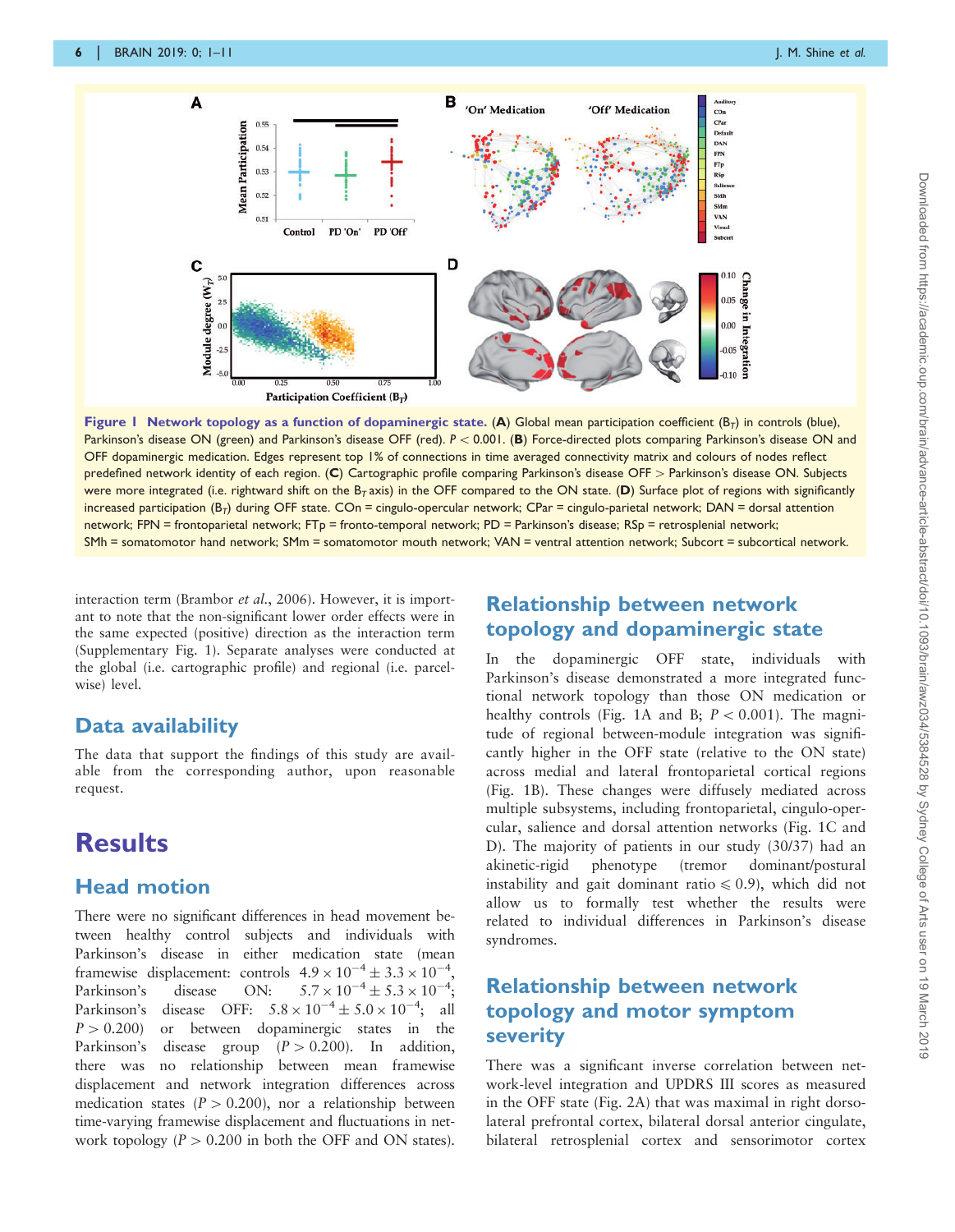**Figure 1 Network topology as a function of dopaminergic state.** (**A**) Global mean participation coefficient ($B_T$) in controls (blue), Parkinson's disease ON (green) and Parkinson's disease OFF (red). $P < 0.001$. (**B**) Force-directed plots comparing Parkinson's disease ON and OFF dopaminergic medication. Edges represent top 1% of connections in time averaged connectivity matrix and colours of nodes reflect predefined network identity of each region. (**C**) Cartographic profile comparing Parkinson's disease OFF > Parkinson's disease ON. Subjects were more integrated (i.e. rightward shift on the $B_T$ axis) in the OFF compared to the ON state. (**D**) Surface plot of regions with significantly increased participation ($B_T$) during OFF state. COn = cingulo-opercular network; CPar = cingulo-parietal network; DAN = dorsal attention network; FPN = frontoparietal network; FTp = fronto-temporal network; PD = Parkinson's disease; RSp = retrosplenial network; SMh = somatomotor hand network; SMm = somatomotor mouth network; VAN = ventral attention network; Subcort = subcortical network.

interaction term (Brambor *et al.*, 2006). However, it is important to note that the non-significant lower order effects were in the same expected (positive) direction as the interaction term (Supplementary Fig. 1). Separate analyses were conducted at the global (i.e. cartographic profile) and regional (i.e. parcel-wise) level.

## Data availability

The data that support the findings of this study are available from the corresponding author, upon reasonable request.

# Results

## Head motion

There were no significant differences in head movement between healthy control subjects and individuals with Parkinson's disease in either medication state (mean framewise displacement: controls $4.9 \times 10^{-4} \pm 3.3 \times 10^{-4}$, Parkinson's disease ON: $5.7 \times 10^{-4} \pm 5.3 \times 10^{-4}$; Parkinson's disease OFF: $5.8 \times 10^{-4} \pm 5.0 \times 10^{-4}$; all $P > 0.200$) or between dopaminergic states in the Parkinson's disease group ($P > 0.200$). In addition, there was no relationship between mean framewise displacement and network integration differences across medication states ($P > 0.200$), nor a relationship between time-varying framewise displacement and fluctuations in network topology ($P > 0.200$ in both the OFF and ON states).

## Relationship between network topology and dopaminergic state

In the dopaminergic OFF state, individuals with Parkinson's disease demonstrated a more integrated functional network topology than those ON medication or healthy controls (Fig. 1A and B; $P < 0.001$). The magnitude of regional between-module integration was significantly higher in the OFF state (relative to the ON state) across medial and lateral frontoparietal cortical regions (Fig. 1B). These changes were diffusely mediated across multiple subsystems, including frontoparietal, cingulo-opercular, salience and dorsal attention networks (Fig. 1C and D). The majority of patients in our study (30/37) had an akinetic-rigid phenotype (tremor dominant/postural instability and gait dominant ratio $\leqslant 0.9$), which did not allow us to formally test whether the results were related to individual differences in Parkinson's disease syndromes.

## Relationship between network topology and motor symptom severity

There was a significant inverse correlation between network-level integration and UPDRS III scores as measured in the OFF state (Fig. 2A) that was maximal in right dorsolateral prefrontal cortex, bilateral dorsal anterior cingulate, bilateral retrosplenial cortex and sensorimotor cortex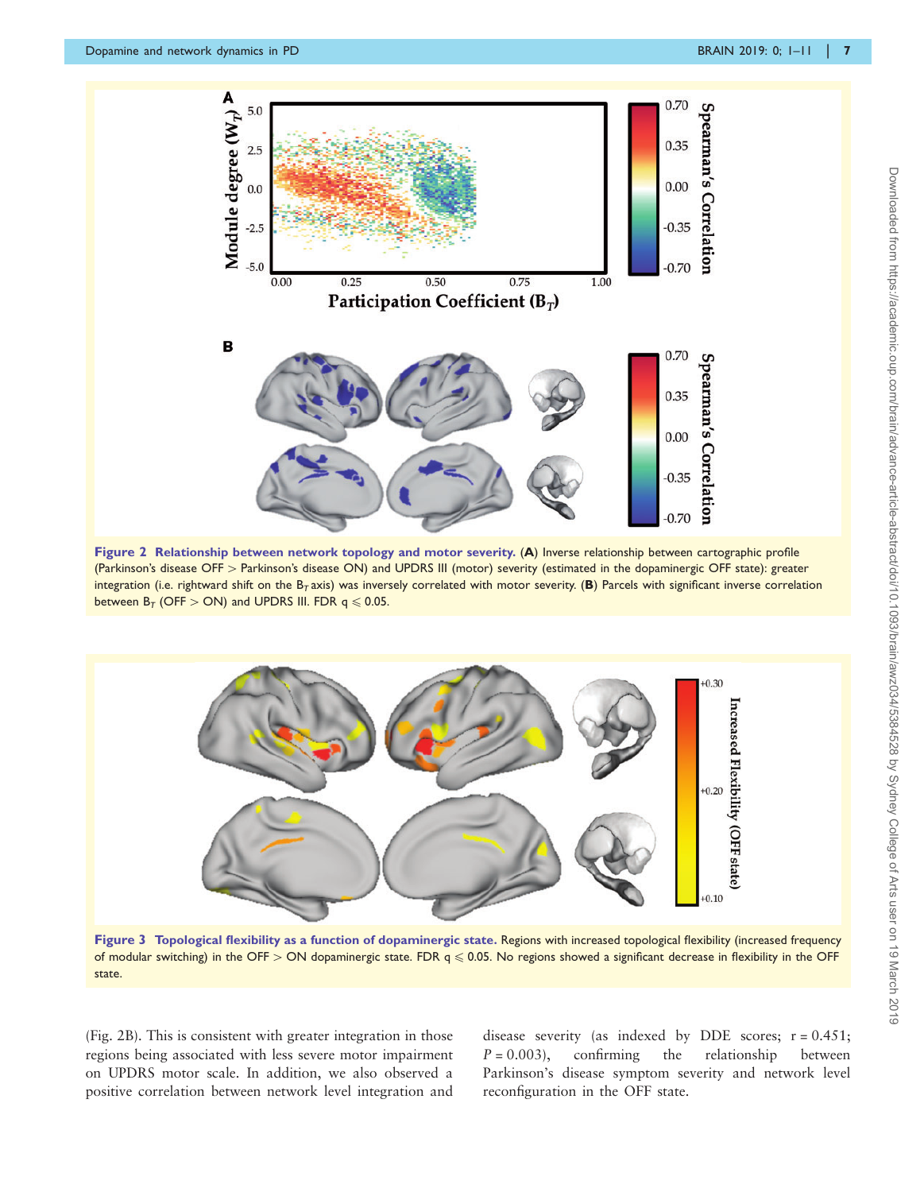Figure 2 Relationship between network topology and motor severity. (A) Inverse relationship between cartographic profile (Parkinson's disease OFF > Parkinson's disease ON) and UPDRS III (motor) severity (estimated in the dopaminergic OFF state): greater integration (i.e. rightward shift on the $B_T$ axis) was inversely correlated with motor severity. (B) Parcels with significant inverse correlation between $B_T$ (OFF > ON) and UPDRS III. FDR $q \leqslant 0.05$.

Figure 3 Topological flexibility as a function of dopaminergic state. Regions with increased topological flexibility (increased frequency of modular switching) in the OFF > ON dopaminergic state. FDR $q \leqslant 0.05$. No regions showed a significant decrease in flexibility in the OFF state.

(Fig. 2B). This is consistent with greater integration in those regions being associated with less severe motor impairment on UPDRS motor scale. In addition, we also observed a positive correlation between network level integration and disease severity (as indexed by DDE scores; $r = 0.451$; $P = 0.003$), confirming the relationship between Parkinson's disease symptom severity and network level reconfiguration in the OFF state.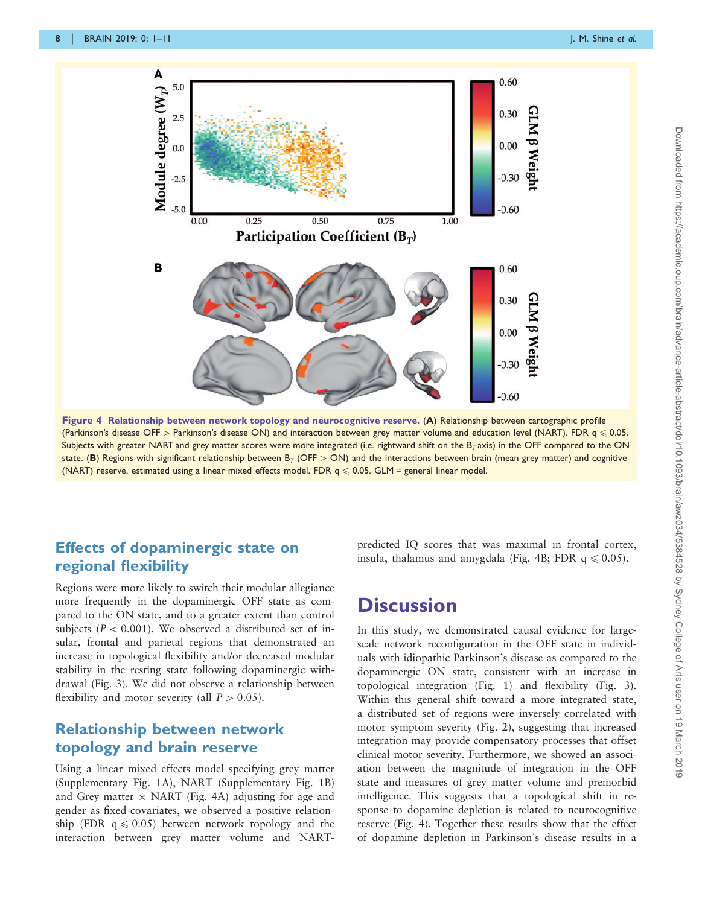Figure 4 **Relationship between network topology and neurocognitive reserve.** (**A**) Relationship between cartographic profile (Parkinson's disease OFF > Parkinson's disease ON) and interaction between grey matter volume and education level (NART). FDR q $\leqslant$ 0.05. Subjects with greater NART and grey matter scores were more integrated (i.e. rightward shift on the $B_T$ axis) in the OFF compared to the ON state. (**B**) Regions with significant relationship between $B_T$ (OFF > ON) and the interactions between brain (mean grey matter) and cognitive (NART) reserve, estimated using a linear mixed effects model. FDR q $\leqslant$ 0.05. GLM = general linear model.

## Effects of dopaminergic state on regional flexibility

Regions were more likely to switch their modular allegiance more frequently in the dopaminergic OFF state as compared to the ON state, and to a greater extent than control subjects ($P < 0.001$). We observed a distributed set of insular, frontal and parietal regions that demonstrated an increase in topological flexibility and/or decreased modular stability in the resting state following dopaminergic withdrawal (Fig. 3). We did not observe a relationship between flexibility and motor severity (all $P > 0.05$).

## Relationship between network topology and brain reserve

Using a linear mixed effects model specifying grey matter (Supplementary Fig. 1A), NART (Supplementary Fig. 1B) and Grey matter × NART (Fig. 4A) adjusting for age and gender as fixed covariates, we observed a positive relationship (FDR q $\leqslant$ 0.05) between network topology and the interaction between grey matter volume and NART-predicted IQ scores that was maximal in frontal cortex, insula, thalamus and amygdala (Fig. 4B; FDR q $\leqslant$ 0.05).

# Discussion

In this study, we demonstrated causal evidence for large-scale network reconfiguration in the OFF state in individuals with idiopathic Parkinson's disease as compared to the dopaminergic ON state, consistent with an increase in topological integration (Fig. 1) and flexibility (Fig. 3). Within this general shift toward a more integrated state, a distributed set of regions were inversely correlated with motor symptom severity (Fig. 2), suggesting that increased integration may provide compensatory processes that offset clinical motor severity. Furthermore, we showed an association between the magnitude of integration in the OFF state and measures of grey matter volume and premorbid intelligence. This suggests that a topological shift in response to dopamine depletion is related to neurocognitive reserve (Fig. 4). Together these results show that the effect of dopamine depletion in Parkinson's disease results in a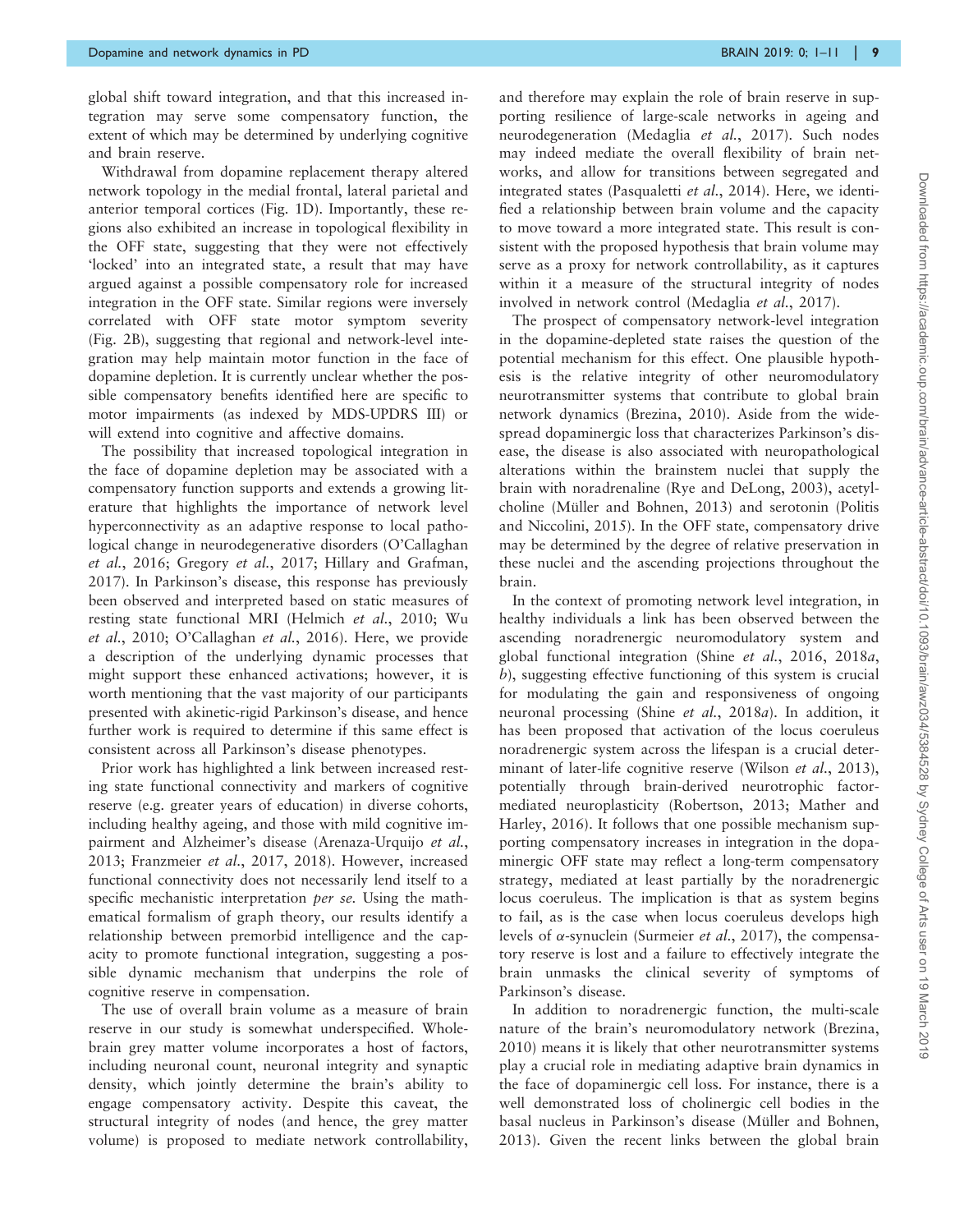global shift toward integration, and that this increased integration may serve some compensatory function, the extent of which may be determined by underlying cognitive and brain reserve.

Withdrawal from dopamine replacement therapy altered network topology in the medial frontal, lateral parietal and anterior temporal cortices (Fig. 1D). Importantly, these regions also exhibited an increase in topological flexibility in the OFF state, suggesting that they were not effectively 'locked' into an integrated state, a result that may have argued against a possible compensatory role for increased integration in the OFF state. Similar regions were inversely correlated with OFF state motor symptom severity (Fig. 2B), suggesting that regional and network-level integration may help maintain motor function in the face of dopamine depletion. It is currently unclear whether the possible compensatory benefits identified here are specific to motor impairments (as indexed by MDS-UPDRS III) or will extend into cognitive and affective domains.

The possibility that increased topological integration in the face of dopamine depletion may be associated with a compensatory function supports and extends a growing literature that highlights the importance of network level hyperconnectivity as an adaptive response to local pathological change in neurodegenerative disorders (O'Callaghan *et al.*, 2016; Gregory *et al.*, 2017; Hillary and Grafman, 2017). In Parkinson's disease, this response has previously been observed and interpreted based on static measures of resting state functional MRI (Helmich *et al.*, 2010; Wu *et al.*, 2010; O'Callaghan *et al.*, 2016). Here, we provide a description of the underlying dynamic processes that might support these enhanced activations; however, it is worth mentioning that the vast majority of our participants presented with akinetic-rigid Parkinson's disease, and hence further work is required to determine if this same effect is consistent across all Parkinson's disease phenotypes.

Prior work has highlighted a link between increased resting state functional connectivity and markers of cognitive reserve (e.g. greater years of education) in diverse cohorts, including healthy ageing, and those with mild cognitive impairment and Alzheimer's disease (Arenaza-Urquijo *et al.*, 2013; Franzmeier *et al.*, 2017, 2018). However, increased functional connectivity does not necessarily lend itself to a specific mechanistic interpretation *per se*. Using the mathematical formalism of graph theory, our results identify a relationship between premorbid intelligence and the capacity to promote functional integration, suggesting a possible dynamic mechanism that underpins the role of cognitive reserve in compensation.

The use of overall brain volume as a measure of brain reserve in our study is somewhat underspecified. Whole-brain grey matter volume incorporates a host of factors, including neuronal count, neuronal integrity and synaptic density, which jointly determine the brain's ability to engage compensatory activity. Despite this caveat, the structural integrity of nodes (and hence, the grey matter volume) is proposed to mediate network controllability, and therefore may explain the role of brain reserve in supporting resilience of large-scale networks in ageing and neurodegeneration (Medaglia *et al.*, 2017). Such nodes may indeed mediate the overall flexibility of brain networks, and allow for transitions between segregated and integrated states (Pasqualetti *et al.*, 2014). Here, we identified a relationship between brain volume and the capacity to move toward a more integrated state. This result is consistent with the proposed hypothesis that brain volume may serve as a proxy for network controllability, as it captures within it a measure of the structural integrity of nodes involved in network control (Medaglia *et al.*, 2017).

The prospect of compensatory network-level integration in the dopamine-depleted state raises the question of the potential mechanism for this effect. One plausible hypothesis is the relative integrity of other neuromodulatory neurotransmitter systems that contribute to global brain network dynamics (Brezina, 2010). Aside from the widespread dopaminergic loss that characterizes Parkinson's disease, the disease is also associated with neuropathological alterations within the brainstem nuclei that supply the brain with noradrenaline (Rye and DeLong, 2003), acetylcholine (Müller and Bohnen, 2013) and serotonin (Politis and Niccolini, 2015). In the OFF state, compensatory drive may be determined by the degree of relative preservation in these nuclei and the ascending projections throughout the brain.

In the context of promoting network level integration, in healthy individuals a link has been observed between the ascending noradrenergic neuromodulatory system and global functional integration (Shine *et al.*, 2016, 2018*a*, *b*), suggesting effective functioning of this system is crucial for modulating the gain and responsiveness of ongoing neuronal processing (Shine *et al.*, 2018*a*). In addition, it has been proposed that activation of the locus coeruleus noradrenergic system across the lifespan is a crucial determinant of later-life cognitive reserve (Wilson *et al.*, 2013), potentially through brain-derived neurotrophic factor-mediated neuroplasticity (Robertson, 2013; Mather and Harley, 2016). It follows that one possible mechanism supporting compensatory increases in integration in the dopaminergic OFF state may reflect a long-term compensatory strategy, mediated at least partially by the noradrenergic locus coeruleus. The implication is that as system begins to fail, as is the case when locus coeruleus develops high levels of $\alpha$-synuclein (Surmeier *et al.*, 2017), the compensatory reserve is lost and a failure to effectively integrate the brain unmasks the clinical severity of symptoms of Parkinson's disease.

In addition to noradrenergic function, the multi-scale nature of the brain's neuromodulatory network (Brezina, 2010) means it is likely that other neurotransmitter systems play a crucial role in mediating adaptive brain dynamics in the face of dopaminergic cell loss. For instance, there is a well demonstrated loss of cholinergic cell bodies in the basal nucleus in Parkinson's disease (Müller and Bohnen, 2013). Given the recent links between the global brain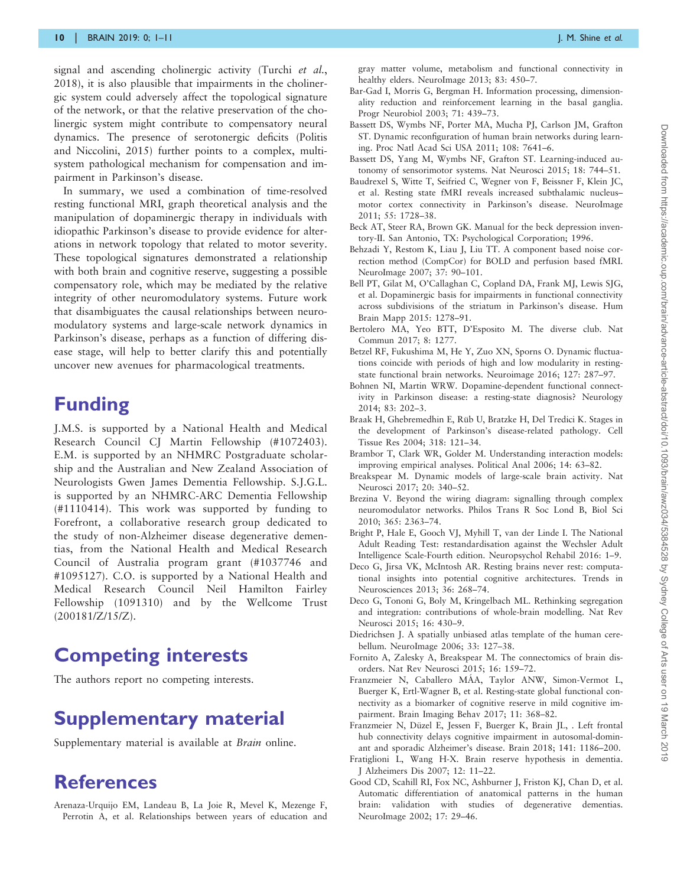signal and ascending cholinergic activity (Turchi *et al.*, 2018), it is also plausible that impairments in the cholinergic system could adversely affect the topological signature of the network, or that the relative preservation of the cholinergic system might contribute to compensatory neural dynamics. The presence of serotonergic deficits (Politis and Niccolini, 2015) further points to a complex, multi-system pathological mechanism for compensation and impairment in Parkinson's disease.

In summary, we used a combination of time-resolved resting functional MRI, graph theoretical analysis and the manipulation of dopaminergic therapy in individuals with idiopathic Parkinson's disease to provide evidence for alterations in network topology that related to motor severity. These topological signatures demonstrated a relationship with both brain and cognitive reserve, suggesting a possible compensatory role, which may be mediated by the relative integrity of other neuromodulatory systems. Future work that disambiguates the causal relationships between neuromodulatory systems and large-scale network dynamics in Parkinson's disease, perhaps as a function of differing disease stage, will help to better clarify this and potentially uncover new avenues for pharmacological treatments.

# Funding

J.M.S. is supported by a National Health and Medical Research Council CJ Martin Fellowship (#1072403). E.M. is supported by an NHMRC Postgraduate scholarship and the Australian and New Zealand Association of Neurologists Gwen James Dementia Fellowship. S.J.G.L. is supported by an NHMRC-ARC Dementia Fellowship (#1110414). This work was supported by funding to Forefront, a collaborative research group dedicated to the study of non-Alzheimer disease degenerative dementias, from the National Health and Medical Research Council of Australia program grant (#1037746 and #1095127). C.O. is supported by a National Health and Medical Research Council Neil Hamilton Fairley Fellowship (1091310) and by the Wellcome Trust (200181/Z/15/Z).

# Competing interests

The authors report no competing interests.

# Supplementary material

Supplementary material is available at *Brain* online.

# References

Arenaza-Urquijo EM, Landeau B, La Joie R, Mevel K, Mezenge F, Perrotin A, et al. Relationships between years of education and gray matter volume, metabolism and functional connectivity in healthy elders. NeuroImage 2013; 83: 450–7.

Bar-Gad I, Morris G, Bergman H. Information processing, dimensionality reduction and reinforcement learning in the basal ganglia. Progr Neurobiol 2003; 71: 439–73.

Bassett DS, Wymbs NF, Porter MA, Mucha PJ, Carlson JM, Grafton ST. Dynamic reconfiguration of human brain networks during learning. Proc Natl Acad Sci USA 2011; 108: 7641–6.

Bassett DS, Yang M, Wymbs NF, Grafton ST. Learning-induced autonomy of sensorimotor systems. Nat Neurosci 2015; 18: 744–51.

Baudrexel S, Witte T, Seifried C, Wegner von F, Beissner F, Klein JC, et al. Resting state fMRI reveals increased subthalamic nucleus–motor cortex connectivity in Parkinson's disease. NeuroImage 2011; 55: 1728–38.

Beck AT, Steer RA, Brown GK. Manual for the beck depression inventory-II. San Antonio, TX: Psychological Corporation; 1996.

Behzadi Y, Restom K, Liau J, Liu TT. A component based noise correction method (CompCor) for BOLD and perfusion based fMRI. NeuroImage 2007; 37: 90–101.

Bell PT, Gilat M, O'Callaghan C, Copland DA, Frank MJ, Lewis SJG, et al. Dopaminergic basis for impairments in functional connectivity across subdivisions of the striatum in Parkinson's disease. Hum Brain Mapp 2015: 1278–91.

Bertolero MA, Yeo BTT, D'Esposito M. The diverse club. Nat Commun 2017; 8: 1277.

Betzel RF, Fukushima M, He Y, Zuo XN, Sporns O. Dynamic fluctuations coincide with periods of high and low modularity in resting-state functional brain networks. Neuroimage 2016; 127: 287–97.

Bohnen NI, Martin WRW. Dopamine-dependent functional connectivity in Parkinson disease: a resting-state diagnosis? Neurology 2014; 83: 202–3.

Braak H, Ghebremedhin E, Rüb U, Bratzke H, Del Tredici K. Stages in the development of Parkinson's disease-related pathology. Cell Tissue Res 2004; 318: 121–34.

Brambor T, Clark WR, Golder M. Understanding interaction models: improving empirical analyses. Political Anal 2006; 14: 63–82.

Breakspear M. Dynamic models of large-scale brain activity. Nat Neurosci 2017; 20: 340–52.

Brezina V. Beyond the wiring diagram: signalling through complex neuromodulator networks. Philos Trans R Soc Lond B, Biol Sci 2010; 365: 2363–74.

Bright P, Hale E, Gooch VJ, Myhill T, van der Linde I. The National Adult Reading Test: restandardisation against the Wechsler Adult Intelligence Scale-Fourth edition. Neuropsychol Rehabil 2016: 1–9.

Deco G, Jirsa VK, McIntosh AR. Resting brains never rest: computational insights into potential cognitive architectures. Trends in Neurosciences 2013; 36: 268–74.

Deco G, Tononi G, Boly M, Kringelbach ML. Rethinking segregation and integration: contributions of whole-brain modelling. Nat Rev Neurosci 2015; 16: 430–9.

Diedrichsen J. A spatially unbiased atlas template of the human cerebellum. NeuroImage 2006; 33: 127–38.

Fornito A, Zalesky A, Breakspear M. The connectomics of brain disorders. Nat Rev Neurosci 2015; 16: 159–72.

Franzmeier N, Caballero MÁA, Taylor ANW, Simon-Vermot L, Buerger K, Ertl-Wagner B, et al. Resting-state global functional connectivity as a biomarker of cognitive reserve in mild cognitive impairment. Brain Imaging Behav 2017; 11: 368–82.

Franzmeier N, Düzel E, Jessen F, Buerger K, Brain JL, . Left frontal hub connectivity delays cognitive impairment in autosomal-dominant and sporadic Alzheimer's disease. Brain 2018; 141: 1186–200.

Fratiglioni L, Wang H-X. Brain reserve hypothesis in dementia. J Alzheimers Dis 2007; 12: 11–22.

Good CD, Scahill RI, Fox NC, Ashburner J, Friston KJ, Chan D, et al. Automatic differentiation of anatomical patterns in the human brain: validation with studies of degenerative dementias. NeuroImage 2002; 17: 29–46.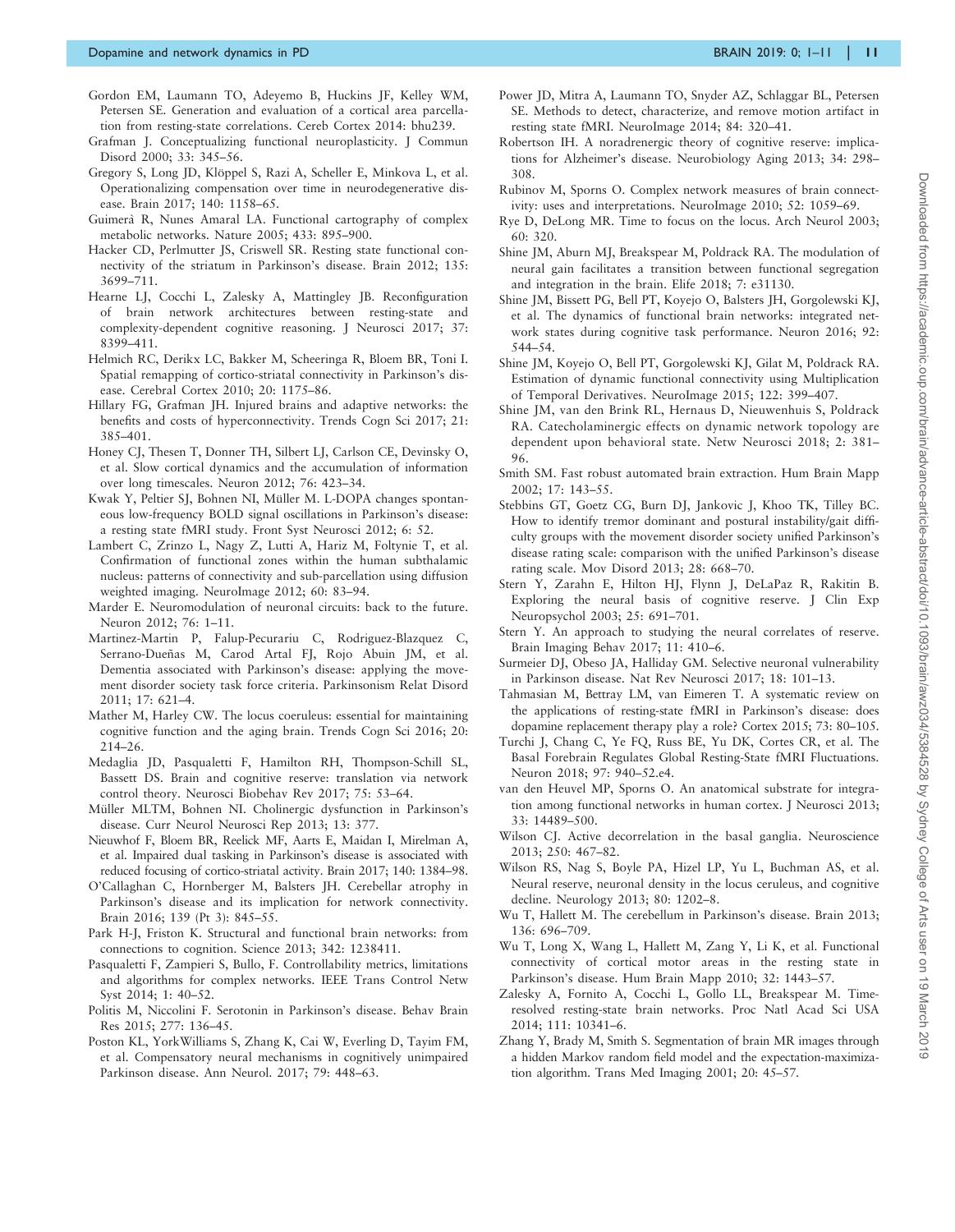Gordon EM, Laumann TO, Adeyemo B, Huckins JF, Kelley WM, Petersen SE. Generation and evaluation of a cortical area parcellation from resting-state correlations. Cereb Cortex 2014: bhu239.

Grafman J. Conceptualizing functional neuroplasticity. J Commun Disord 2000; 33: 345–56.

Gregory S, Long JD, Klöppel S, Razi A, Scheller E, Minkova L, et al. Operationalizing compensation over time in neurodegenerative disease. Brain 2017; 140: 1158–65.

Guimerà R, Nunes Amaral LA. Functional cartography of complex metabolic networks. Nature 2005; 433: 895–900.

Hacker CD, Perlmutter JS, Criswell SR. Resting state functional connectivity of the striatum in Parkinson's disease. Brain 2012; 135: 3699–711.

Hearne LJ, Cocchi L, Zalesky A, Mattingley JB. Reconfiguration of brain network architectures between resting-state and complexity-dependent cognitive reasoning. J Neurosci 2017; 37: 8399–411.

Helmich RC, Derikx LC, Bakker M, Scheeringa R, Bloem BR, Toni I. Spatial remapping of cortico-striatal connectivity in Parkinson's disease. Cerebral Cortex 2010; 20: 1175–86.

Hillary FG, Grafman JH. Injured brains and adaptive networks: the benefits and costs of hyperconnectivity. Trends Cogn Sci 2017; 21: 385–401.

Honey CJ, Thesen T, Donner TH, Silbert LJ, Carlson CE, Devinsky O, et al. Slow cortical dynamics and the accumulation of information over long timescales. Neuron 2012; 76: 423–34.

Kwak Y, Peltier SJ, Bohnen NI, Müller M. L-DOPA changes spontaneous low-frequency BOLD signal oscillations in Parkinson's disease: a resting state fMRI study. Front Syst Neurosci 2012; 6: 52.

Lambert C, Zrinzo L, Nagy Z, Lutti A, Hariz M, Foltynie T, et al. Confirmation of functional zones within the human subthalamic nucleus: patterns of connectivity and sub-parcellation using diffusion weighted imaging. NeuroImage 2012; 60: 83–94.

Marder E. Neuromodulation of neuronal circuits: back to the future. Neuron 2012; 76: 1–11.

Martinez-Martin P, Falup-Pecurariu C, Rodriguez-Blazquez C, Serrano-Dueñas M, Carod Artal FJ, Rojo Abuin JM, et al. Dementia associated with Parkinson's disease: applying the movement disorder society task force criteria. Parkinsonism Relat Disord 2011; 17: 621–4.

Mather M, Harley CW. The locus coeruleus: essential for maintaining cognitive function and the aging brain. Trends Cogn Sci 2016; 20: 214–26.

Medaglia JD, Pasqualetti F, Hamilton RH, Thompson-Schill SL, Bassett DS. Brain and cognitive reserve: translation via network control theory. Neurosci Biobehav Rev 2017; 75: 53–64.

Müller MLTM, Bohnen NI. Cholinergic dysfunction in Parkinson's disease. Curr Neurol Neurosci Rep 2013; 13: 377.

Nieuwhof F, Bloem BR, Reelick MF, Aarts E, Maidan I, Mirelman A, et al. Impaired dual tasking in Parkinson's disease is associated with reduced focusing of cortico-striatal activity. Brain 2017; 140: 1384–98.

O'Callaghan C, Hornberger M, Balsters JH. Cerebellar atrophy in Parkinson's disease and its implication for network connectivity. Brain 2016; 139 (Pt 3): 845–55.

Park H-J, Friston K. Structural and functional brain networks: from connections to cognition. Science 2013; 342: 1238411.

Pasqualetti F, Zampieri S, Bullo, F. Controllability metrics, limitations and algorithms for complex networks. IEEE Trans Control Netw Syst 2014; 1: 40–52.

Politis M, Niccolini F. Serotonin in Parkinson's disease. Behav Brain Res 2015; 277: 136–45.

Poston KL, YorkWilliams S, Zhang K, Cai W, Everling D, Tayim FM, et al. Compensatory neural mechanisms in cognitively unimpaired Parkinson disease. Ann Neurol. 2017; 79: 448–63.

Power JD, Mitra A, Laumann TO, Snyder AZ, Schlaggar BL, Petersen SE. Methods to detect, characterize, and remove motion artifact in resting state fMRI. NeuroImage 2014; 84: 320–41.

Robertson IH. A noradrenergic theory of cognitive reserve: implications for Alzheimer's disease. Neurobiology Aging 2013; 34: 298–308.

Rubinov M, Sporns O. Complex network measures of brain connectivity: uses and interpretations. NeuroImage 2010; 52: 1059–69.

Rye D, DeLong MR. Time to focus on the locus. Arch Neurol 2003; 60: 320.

Shine JM, Aburn MJ, Breakspear M, Poldrack RA. The modulation of neural gain facilitates a transition between functional segregation and integration in the brain. Elife 2018; 7: e31130.

Shine JM, Bissett PG, Bell PT, Koyejo O, Balsters JH, Gorgolewski KJ, et al. The dynamics of functional brain networks: integrated network states during cognitive task performance. Neuron 2016; 92: 544–54.

Shine JM, Koyejo O, Bell PT, Gorgolewski KJ, Gilat M, Poldrack RA. Estimation of dynamic functional connectivity using Multiplication of Temporal Derivatives. NeuroImage 2015; 122: 399–407.

Shine JM, van den Brink RL, Hernaus D, Nieuwenhuis S, Poldrack RA. Catecholaminergic effects on dynamic network topology are dependent upon behavioral state. Netw Neurosci 2018; 2: 381–96.

Smith SM. Fast robust automated brain extraction. Hum Brain Mapp 2002; 17: 143–55.

Stebbins GT, Goetz CG, Burn DJ, Jankovic J, Khoo TK, Tilley BC. How to identify tremor dominant and postural instability/gait difficulty groups with the movement disorder society unified Parkinson's disease rating scale: comparison with the unified Parkinson's disease rating scale. Mov Disord 2013; 28: 668–70.

Stern Y, Zarahn E, Hilton HJ, Flynn J, DeLaPaz R, Rakitin B. Exploring the neural basis of cognitive reserve. J Clin Exp Neuropsychol 2003; 25: 691–701.

Stern Y. An approach to studying the neural correlates of reserve. Brain Imaging Behav 2017; 11: 410–6.

Surmeier DJ, Obeso JA, Halliday GM. Selective neuronal vulnerability in Parkinson disease. Nat Rev Neurosci 2017; 18: 101–13.

Tahmasian M, Bettray LM, van Eimeren T. A systematic review on the applications of resting-state fMRI in Parkinson's disease: does dopamine replacement therapy play a role? Cortex 2015; 73: 80–105.

Turchi J, Chang C, Ye FQ, Russ BE, Yu DK, Cortes CR, et al. The Basal Forebrain Regulates Global Resting-State fMRI Fluctuations. Neuron 2018; 97: 940–52.e4.

van den Heuvel MP, Sporns O. An anatomical substrate for integration among functional networks in human cortex. J Neurosci 2013; 33: 14489–500.

Wilson CJ. Active decorrelation in the basal ganglia. Neuroscience 2013; 250: 467–82.

Wilson RS, Nag S, Boyle PA, Hizel LP, Yu L, Buchman AS, et al. Neural reserve, neuronal density in the locus ceruleus, and cognitive decline. Neurology 2013; 80: 1202–8.

Wu T, Hallett M. The cerebellum in Parkinson's disease. Brain 2013; 136: 696–709.

Wu T, Long X, Wang L, Hallett M, Zang Y, Li K, et al. Functional connectivity of cortical motor areas in the resting state in Parkinson's disease. Hum Brain Mapp 2010; 32: 1443–57.

Zalesky A, Fornito A, Cocchi L, Gollo LL, Breakspear M. Time-resolved resting-state brain networks. Proc Natl Acad Sci USA 2014; 111: 10341–6.

Zhang Y, Brady M, Smith S. Segmentation of brain MR images through a hidden Markov random field model and the expectation-maximization algorithm. Trans Med Imaging 2001; 20: 45–57.